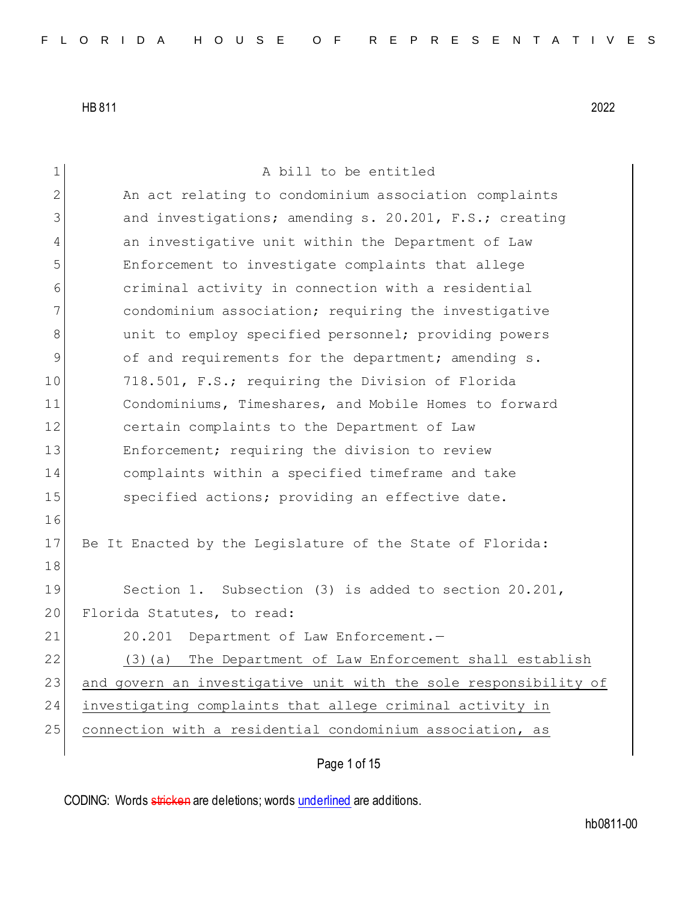HB 811 2022

A bill to be entitled

An act relating to condominium association complaints and investigations; amending s. 20.201, F.S.; creating an investigative unit within the Department of Law Enforcement to investigate complaints that allege criminal activity in connection with a residential condominium association; requiring the investigative unit to employ specified personnel; providing powers of and requirements for the department; amending s. 718.501, F.S.; requiring the Division of Florida Condominiums, Timeshares, and Mobile Homes to forward certain complaints to the Department of Law Enforcement; requiring the division to review complaints within a specified timeframe and take specified actions; providing an effective date.

Be It Enacted by the Legislature of the State of Florida:

Section 1. Subsection (3) is added to section 20.201, Florida Statutes, to read:

20.201 Department of Law Enforcement.—

(3)(a) The Department of Law Enforcement shall establish and govern an investigative unit with the sole responsibility of investigating complaints that allege criminal activity in connection with a residential condominium association, as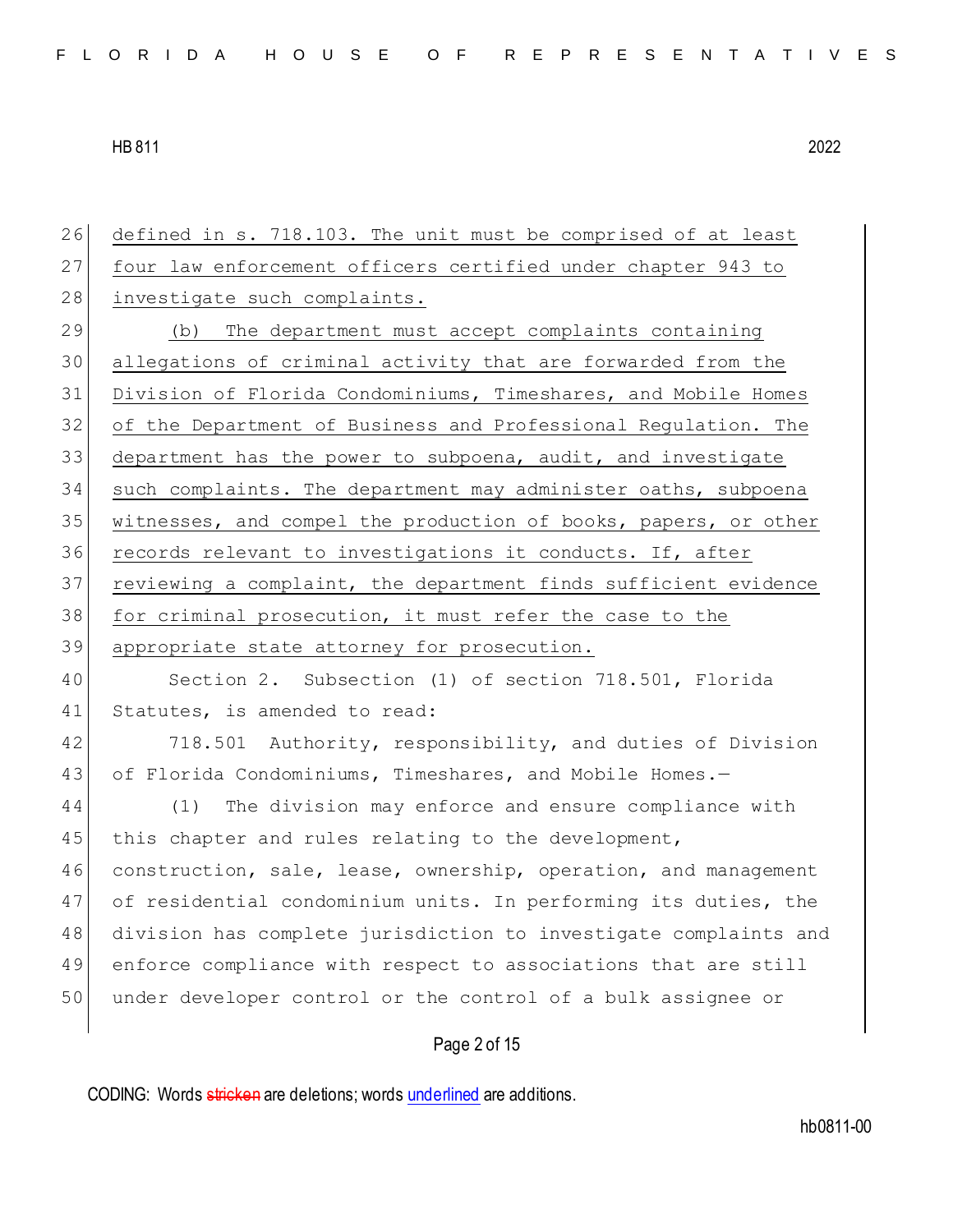defined in s. 718.103. The unit must be comprised of at least four law enforcement officers certified under chapter 943 to investigate such complaints.

(b) The department must accept complaints containing allegations of criminal activity that are forwarded from the Division of Florida Condominiums, Timeshares, and Mobile Homes of the Department of Business and Professional Regulation. The department has the power to subpoena, audit, and investigate such complaints. The department may administer oaths, subpoena witnesses, and compel the production of books, papers, or other records relevant to investigations it conducts. If, after reviewing a complaint, the department finds sufficient evidence for criminal prosecution, it must refer the case to the appropriate state attorney for prosecution.

Section 2. Subsection (1) of section 718.501, Florida Statutes, is amended to read:

718.501 Authority, responsibility, and duties of Division of Florida Condominiums, Timeshares, and Mobile Homes.—

(1) The division may enforce and ensure compliance with this chapter and rules relating to the development, construction, sale, lease, ownership, operation, and management of residential condominium units. In performing its duties, the division has complete jurisdiction to investigate complaints and enforce compliance with respect to associations that are still under developer control or the control of a bulk assignee or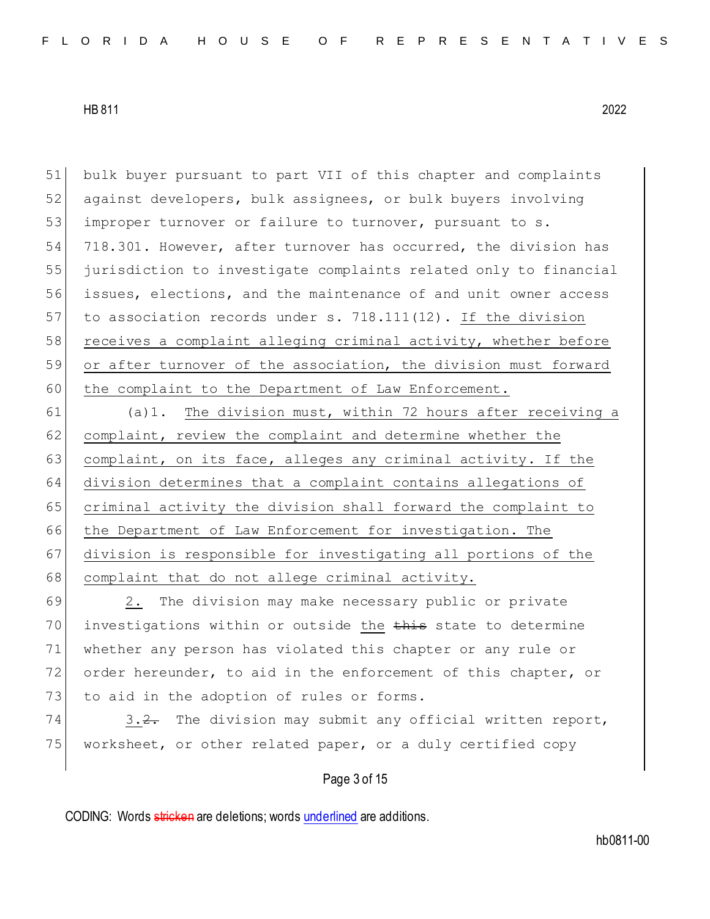51 bulk buyer pursuant to part VII of this chapter and complaints
52 against developers, bulk assignees, or bulk buyers involving
53 improper turnover or failure to turnover, pursuant to s.
54 718.301. However, after turnover has occurred, the division has
55 jurisdiction to investigate complaints related only to financial
56 issues, elections, and the maintenance of and unit owner access
57 to association records under s. 718.111(12). <u>If the division</u>
58 <u>receives a complaint alleging criminal activity, whether before</u>
59 <u>or after turnover of the association, the division must forward</u>
60 <u>the complaint to the Department of Law Enforcement.</u>

61 (a)1. <u>The division must, within 72 hours after receiving a</u>
62 <u>complaint, review the complaint and determine whether the</u>
63 <u>complaint, on its face, alleges any criminal activity. If the</u>
64 <u>division determines that a complaint contains allegations of</u>
65 <u>criminal activity the division shall forward the complaint to</u>
66 <u>the Department of Law Enforcement for investigation. The</u>
67 <u>division is responsible for investigating all portions of the</u>
68 <u>complaint that do not allege criminal activity.</u>

69 <u>2.</u> The division may make necessary public or private
70 investigations within or outside <u>the</u> ~~this~~ state to determine
71 whether any person has violated this chapter or any rule or
72 order hereunder, to aid in the enforcement of this chapter, or
73 to aid in the adoption of rules or forms.

74 <u>3.</u>~~2.~~ The division may submit any official written report,
75 worksheet, or other related paper, or a duly certified copy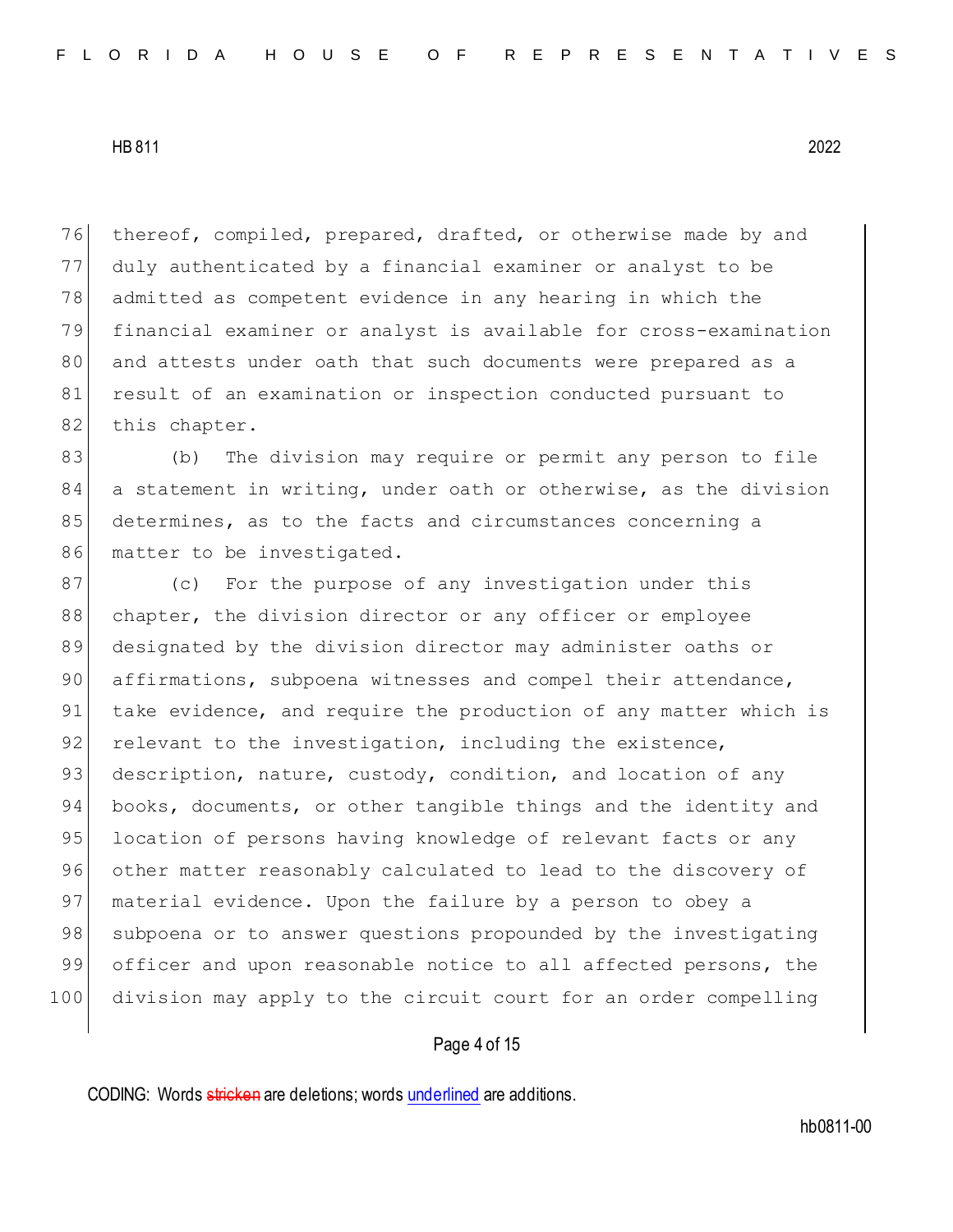thereof, compiled, prepared, drafted, or otherwise made by and duly authenticated by a financial examiner or analyst to be admitted as competent evidence in any hearing in which the financial examiner or analyst is available for cross-examination and attests under oath that such documents were prepared as a result of an examination or inspection conducted pursuant to this chapter.

(b) The division may require or permit any person to file a statement in writing, under oath or otherwise, as the division determines, as to the facts and circumstances concerning a matter to be investigated.

(c) For the purpose of any investigation under this chapter, the division director or any officer or employee designated by the division director may administer oaths or affirmations, subpoena witnesses and compel their attendance, take evidence, and require the production of any matter which is relevant to the investigation, including the existence, description, nature, custody, condition, and location of any books, documents, or other tangible things and the identity and location of persons having knowledge of relevant facts or any other matter reasonably calculated to lead to the discovery of material evidence. Upon the failure by a person to obey a subpoena or to answer questions propounded by the investigating officer and upon reasonable notice to all affected persons, the division may apply to the circuit court for an order compelling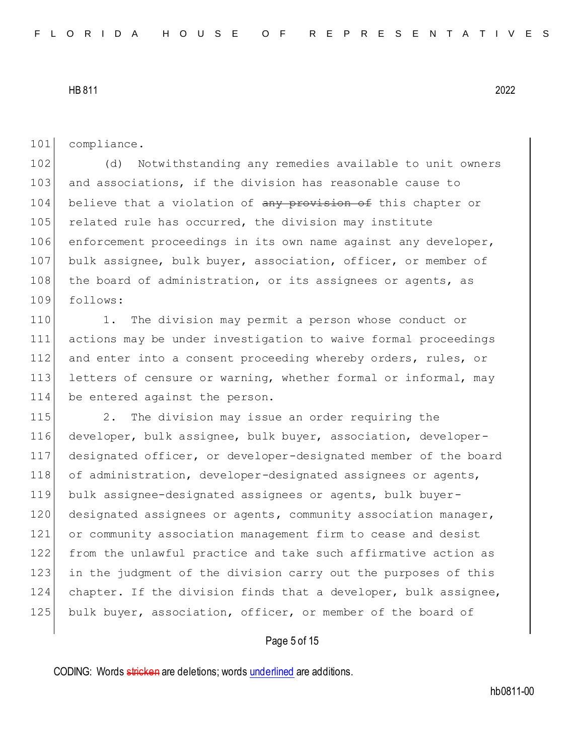compliance.

(d) Notwithstanding any remedies available to unit owners and associations, if the division has reasonable cause to believe that a violation of ~~any provision of~~ this chapter or related rule has occurred, the division may institute enforcement proceedings in its own name against any developer, bulk assignee, bulk buyer, association, officer, or member of the board of administration, or its assignees or agents, as follows:

1. The division may permit a person whose conduct or actions may be under investigation to waive formal proceedings and enter into a consent proceeding whereby orders, rules, or letters of censure or warning, whether formal or informal, may be entered against the person.

2. The division may issue an order requiring the developer, bulk assignee, bulk buyer, association, developer-designated officer, or developer-designated member of the board of administration, developer-designated assignees or agents, bulk assignee-designated assignees or agents, bulk buyer-designated assignees or agents, community association manager, or community association management firm to cease and desist from the unlawful practice and take such affirmative action as in the judgment of the division carry out the purposes of this chapter. If the division finds that a developer, bulk assignee, bulk buyer, association, officer, or member of the board of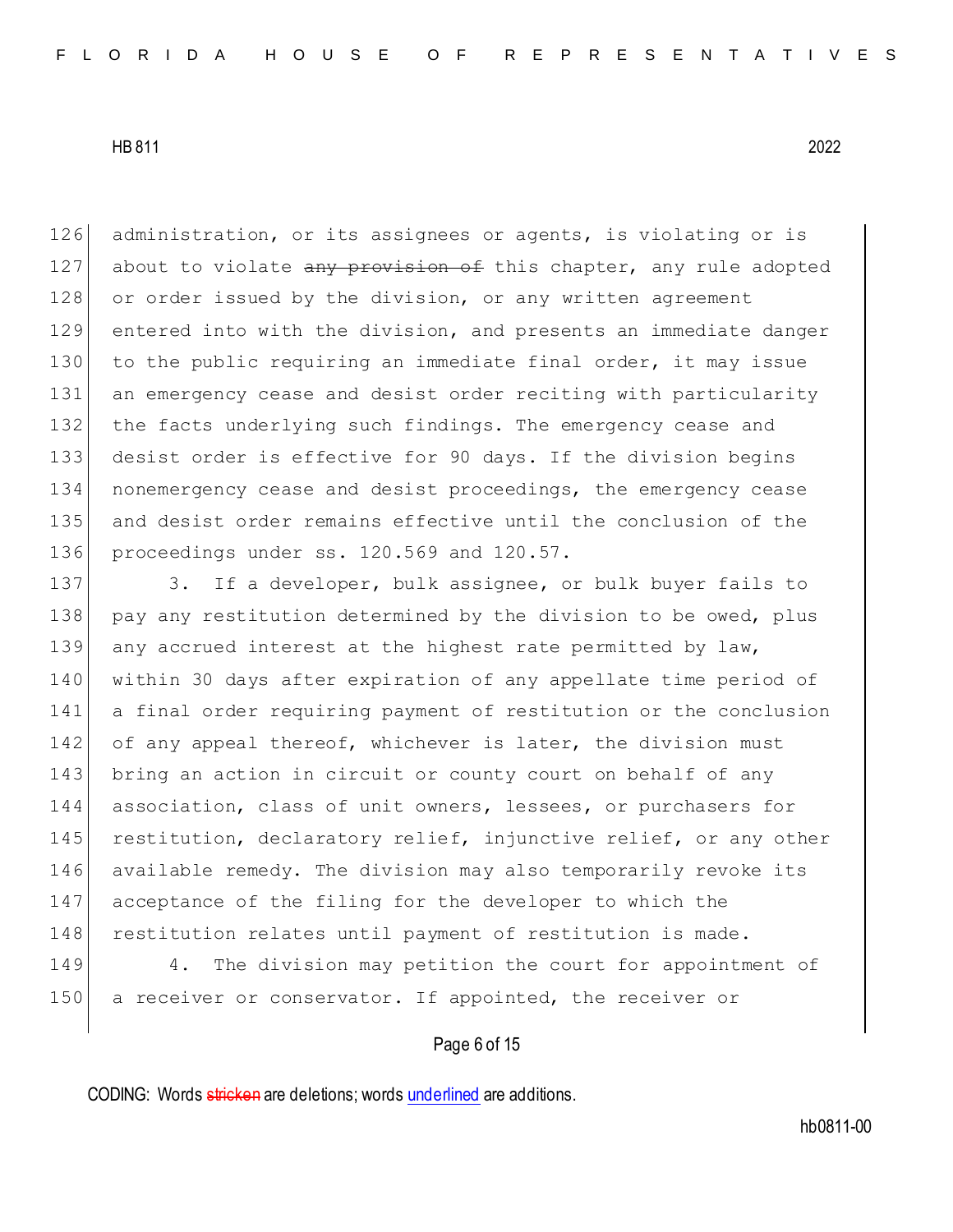administration, or its assignees or agents, is violating or is about to violate ~~any provision of~~ this chapter, any rule adopted or order issued by the division, or any written agreement entered into with the division, and presents an immediate danger to the public requiring an immediate final order, it may issue an emergency cease and desist order reciting with particularity the facts underlying such findings. The emergency cease and desist order is effective for 90 days. If the division begins nonemergency cease and desist proceedings, the emergency cease and desist order remains effective until the conclusion of the proceedings under ss. 120.569 and 120.57.

3. If a developer, bulk assignee, or bulk buyer fails to pay any restitution determined by the division to be owed, plus any accrued interest at the highest rate permitted by law, within 30 days after expiration of any appellate time period of a final order requiring payment of restitution or the conclusion of any appeal thereof, whichever is later, the division must bring an action in circuit or county court on behalf of any association, class of unit owners, lessees, or purchasers for restitution, declaratory relief, injunctive relief, or any other available remedy. The division may also temporarily revoke its acceptance of the filing for the developer to which the restitution relates until payment of restitution is made.

4. The division may petition the court for appointment of a receiver or conservator. If appointed, the receiver or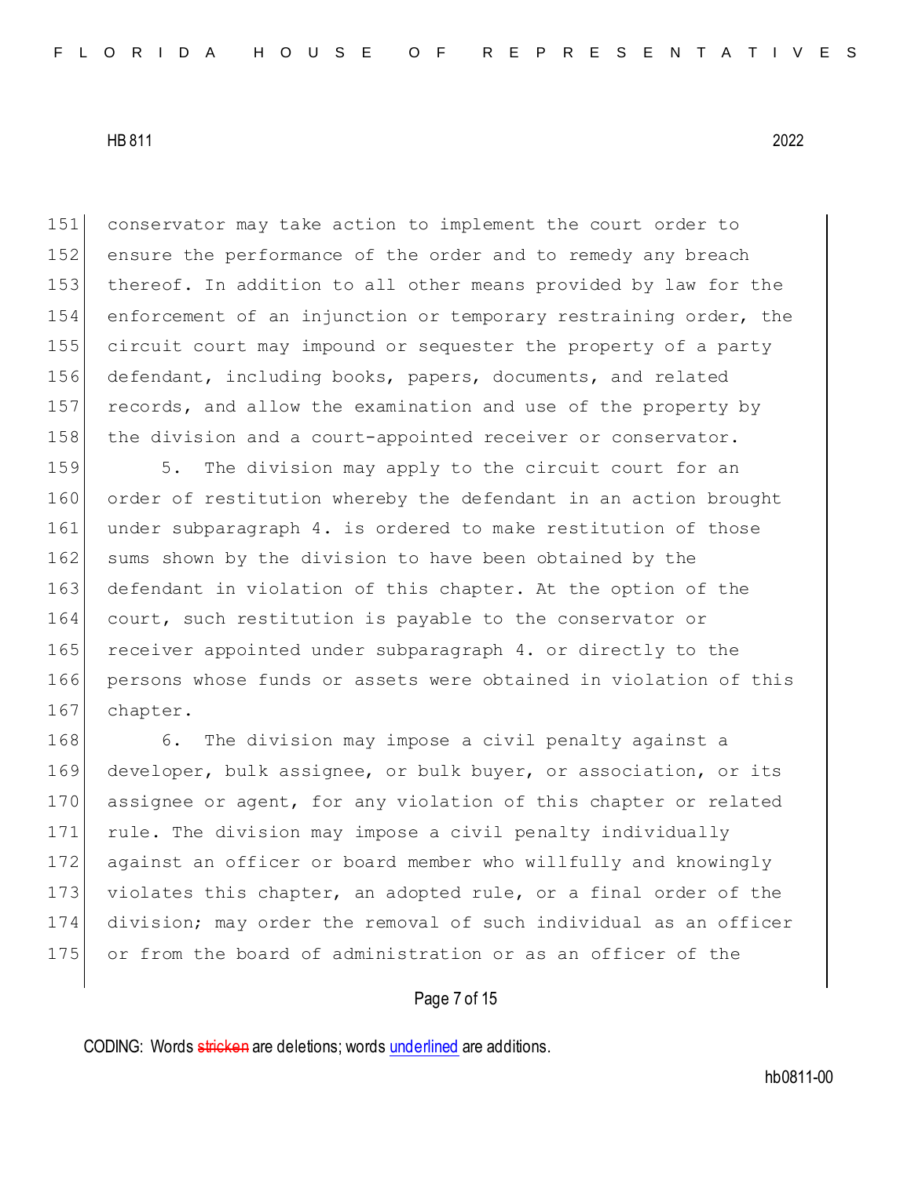conservator may take action to implement the court order to ensure the performance of the order and to remedy any breach thereof. In addition to all other means provided by law for the enforcement of an injunction or temporary restraining order, the circuit court may impound or sequester the property of a party defendant, including books, papers, documents, and related records, and allow the examination and use of the property by the division and a court-appointed receiver or conservator.

5. The division may apply to the circuit court for an order of restitution whereby the defendant in an action brought under subparagraph 4. is ordered to make restitution of those sums shown by the division to have been obtained by the defendant in violation of this chapter. At the option of the court, such restitution is payable to the conservator or receiver appointed under subparagraph 4. or directly to the persons whose funds or assets were obtained in violation of this chapter.

6. The division may impose a civil penalty against a developer, bulk assignee, or bulk buyer, or association, or its assignee or agent, for any violation of this chapter or related rule. The division may impose a civil penalty individually against an officer or board member who willfully and knowingly violates this chapter, an adopted rule, or a final order of the division; may order the removal of such individual as an officer or from the board of administration or as an officer of the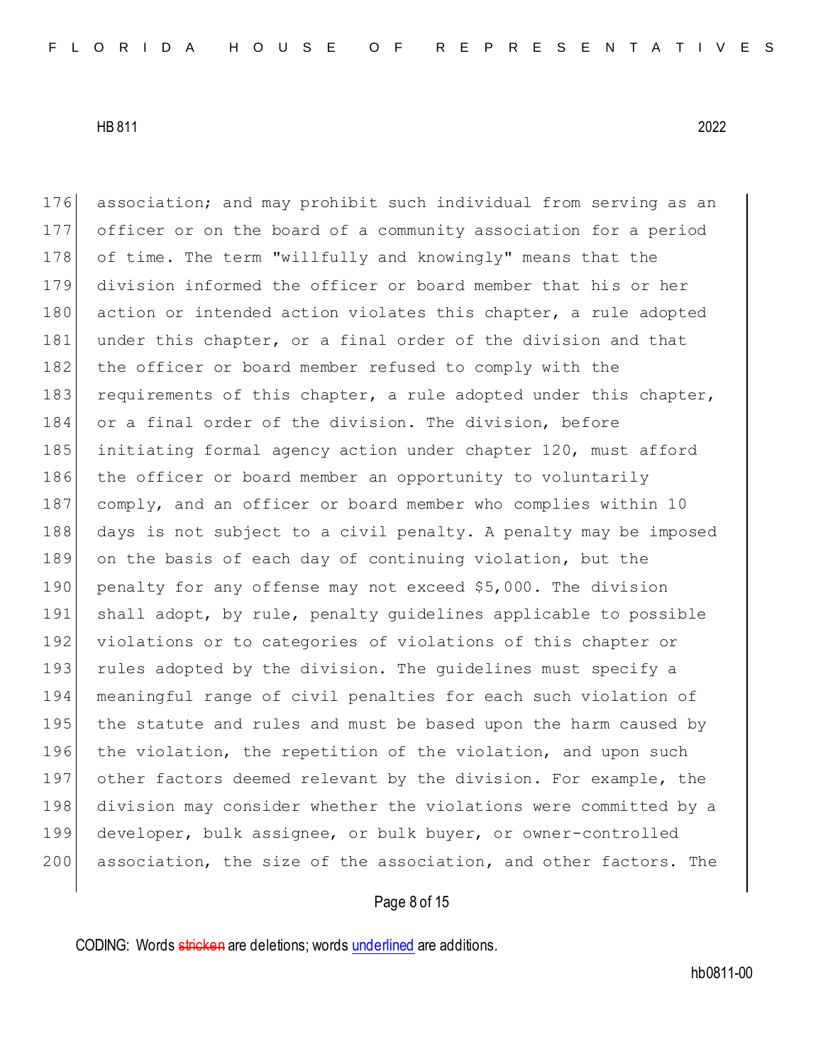association; and may prohibit such individual from serving as an officer or on the board of a community association for a period of time. The term "willfully and knowingly" means that the division informed the officer or board member that his or her action or intended action violates this chapter, a rule adopted under this chapter, or a final order of the division and that the officer or board member refused to comply with the requirements of this chapter, a rule adopted under this chapter, or a final order of the division. The division, before initiating formal agency action under chapter 120, must afford the officer or board member an opportunity to voluntarily comply, and an officer or board member who complies within 10 days is not subject to a civil penalty. A penalty may be imposed on the basis of each day of continuing violation, but the penalty for any offense may not exceed $5,000. The division shall adopt, by rule, penalty guidelines applicable to possible violations or to categories of violations of this chapter or rules adopted by the division. The guidelines must specify a meaningful range of civil penalties for each such violation of the statute and rules and must be based upon the harm caused by the violation, the repetition of the violation, and upon such other factors deemed relevant by the division. For example, the division may consider whether the violations were committed by a developer, bulk assignee, or bulk buyer, or owner-controlled association, the size of the association, and other factors. The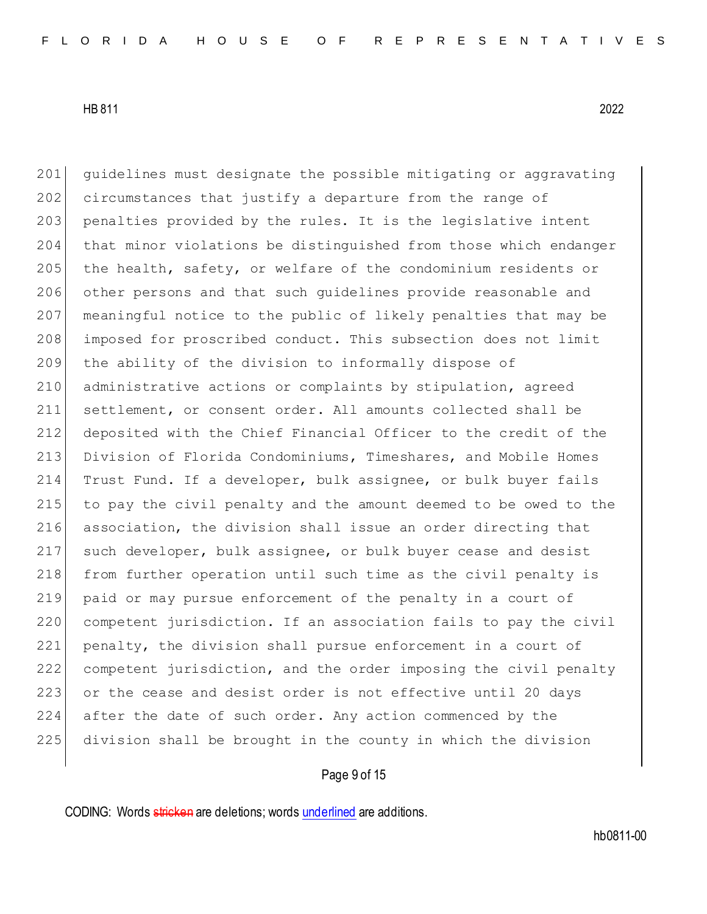guidelines must designate the possible mitigating or aggravating circumstances that justify a departure from the range of penalties provided by the rules. It is the legislative intent that minor violations be distinguished from those which endanger the health, safety, or welfare of the condominium residents or other persons and that such guidelines provide reasonable and meaningful notice to the public of likely penalties that may be imposed for proscribed conduct. This subsection does not limit the ability of the division to informally dispose of administrative actions or complaints by stipulation, agreed settlement, or consent order. All amounts collected shall be deposited with the Chief Financial Officer to the credit of the Division of Florida Condominiums, Timeshares, and Mobile Homes Trust Fund. If a developer, bulk assignee, or bulk buyer fails to pay the civil penalty and the amount deemed to be owed to the association, the division shall issue an order directing that such developer, bulk assignee, or bulk buyer cease and desist from further operation until such time as the civil penalty is paid or may pursue enforcement of the penalty in a court of competent jurisdiction. If an association fails to pay the civil penalty, the division shall pursue enforcement in a court of competent jurisdiction, and the order imposing the civil penalty or the cease and desist order is not effective until 20 days after the date of such order. Any action commenced by the division shall be brought in the county in which the division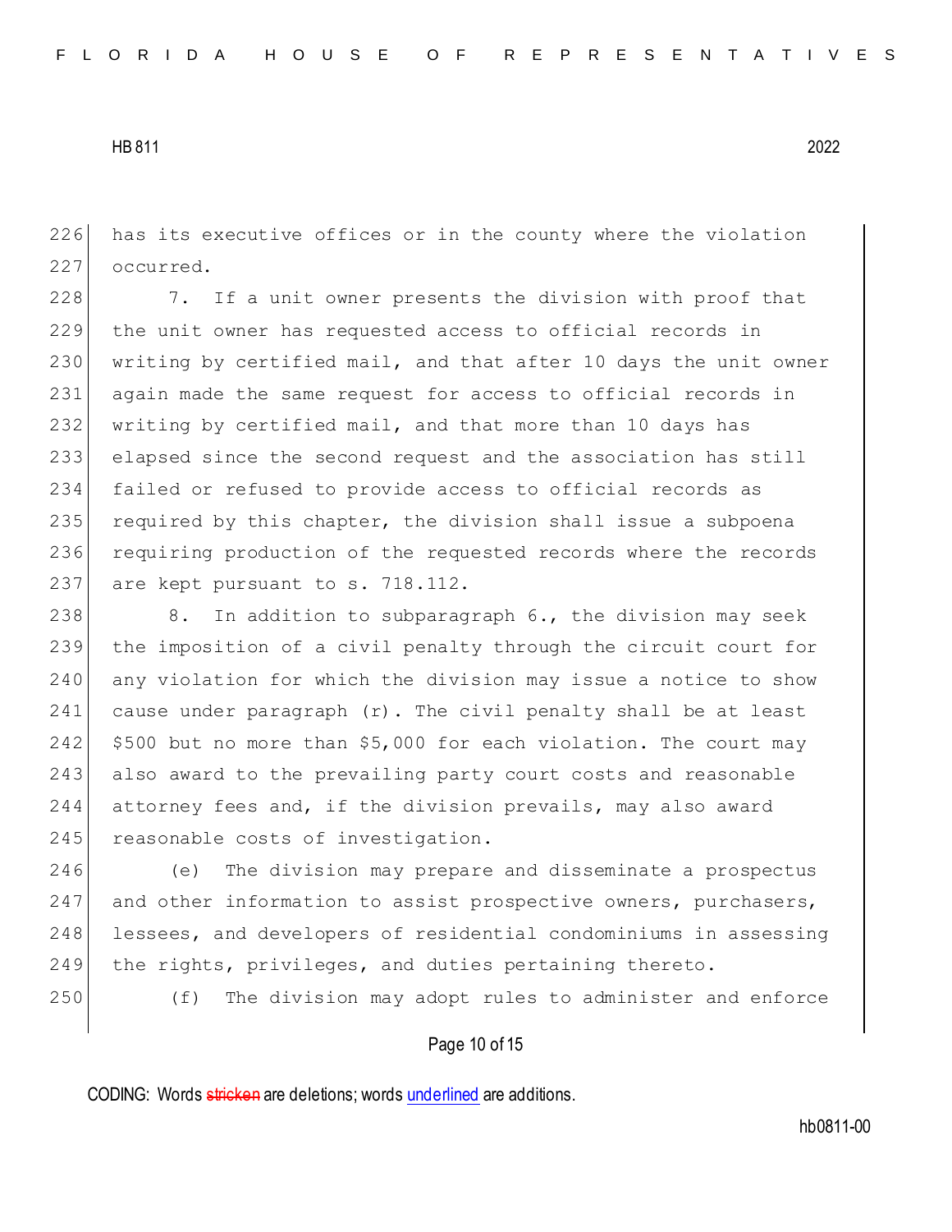has its executive offices or in the county where the violation occurred.

7. If a unit owner presents the division with proof that the unit owner has requested access to official records in writing by certified mail, and that after 10 days the unit owner again made the same request for access to official records in writing by certified mail, and that more than 10 days has elapsed since the second request and the association has still failed or refused to provide access to official records as required by this chapter, the division shall issue a subpoena requiring production of the requested records where the records are kept pursuant to s. 718.112.

8. In addition to subparagraph 6., the division may seek the imposition of a civil penalty through the circuit court for any violation for which the division may issue a notice to show cause under paragraph (r). The civil penalty shall be at least $500 but no more than $5,000 for each violation. The court may also award to the prevailing party court costs and reasonable attorney fees and, if the division prevails, may also award reasonable costs of investigation.

(e) The division may prepare and disseminate a prospectus and other information to assist prospective owners, purchasers, lessees, and developers of residential condominiums in assessing the rights, privileges, and duties pertaining thereto.

(f) The division may adopt rules to administer and enforce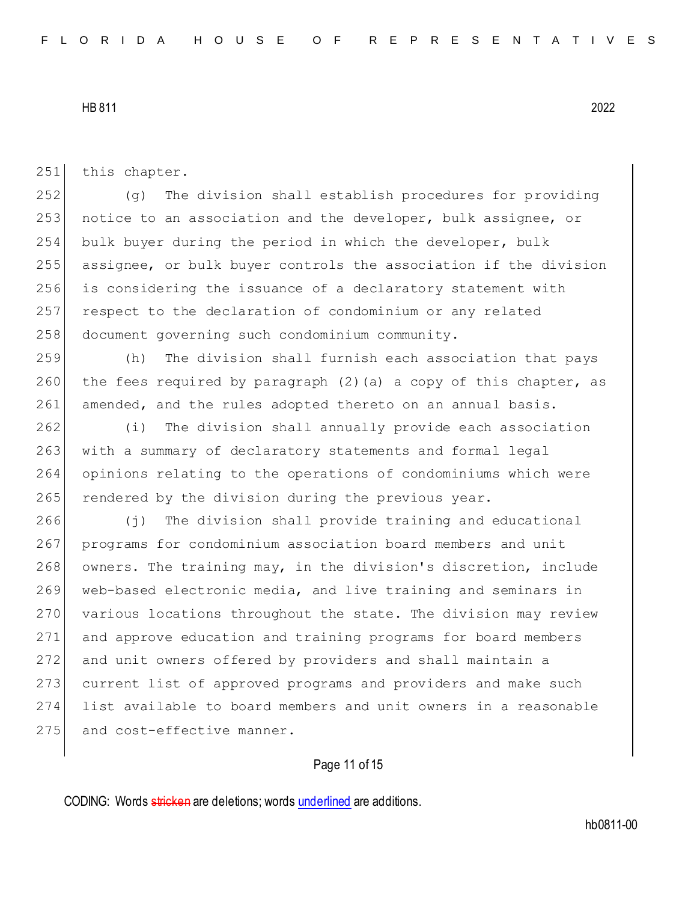this chapter.

(g) The division shall establish procedures for providing notice to an association and the developer, bulk assignee, or bulk buyer during the period in which the developer, bulk assignee, or bulk buyer controls the association if the division is considering the issuance of a declaratory statement with respect to the declaration of condominium or any related document governing such condominium community.

(h) The division shall furnish each association that pays the fees required by paragraph (2)(a) a copy of this chapter, as amended, and the rules adopted thereto on an annual basis.

(i) The division shall annually provide each association with a summary of declaratory statements and formal legal opinions relating to the operations of condominiums which were rendered by the division during the previous year.

(j) The division shall provide training and educational programs for condominium association board members and unit owners. The training may, in the division's discretion, include web-based electronic media, and live training and seminars in various locations throughout the state. The division may review and approve education and training programs for board members and unit owners offered by providers and shall maintain a current list of approved programs and providers and make such list available to board members and unit owners in a reasonable and cost-effective manner.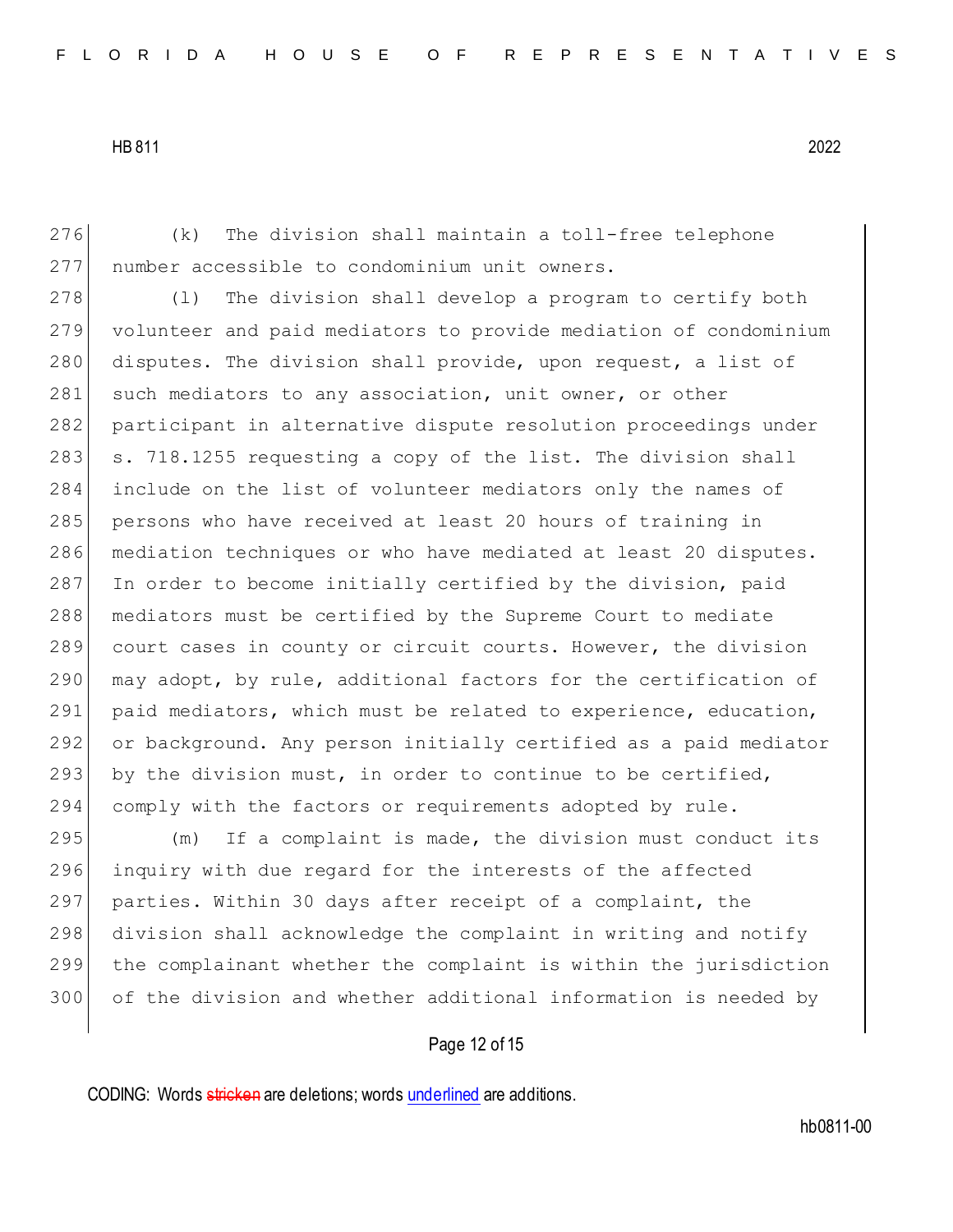(k) The division shall maintain a toll-free telephone number accessible to condominium unit owners.

(l) The division shall develop a program to certify both volunteer and paid mediators to provide mediation of condominium disputes. The division shall provide, upon request, a list of such mediators to any association, unit owner, or other participant in alternative dispute resolution proceedings under s. 718.1255 requesting a copy of the list. The division shall include on the list of volunteer mediators only the names of persons who have received at least 20 hours of training in mediation techniques or who have mediated at least 20 disputes. In order to become initially certified by the division, paid mediators must be certified by the Supreme Court to mediate court cases in county or circuit courts. However, the division may adopt, by rule, additional factors for the certification of paid mediators, which must be related to experience, education, or background. Any person initially certified as a paid mediator by the division must, in order to continue to be certified, comply with the factors or requirements adopted by rule.

(m) If a complaint is made, the division must conduct its inquiry with due regard for the interests of the affected parties. Within 30 days after receipt of a complaint, the division shall acknowledge the complaint in writing and notify the complainant whether the complaint is within the jurisdiction of the division and whether additional information is needed by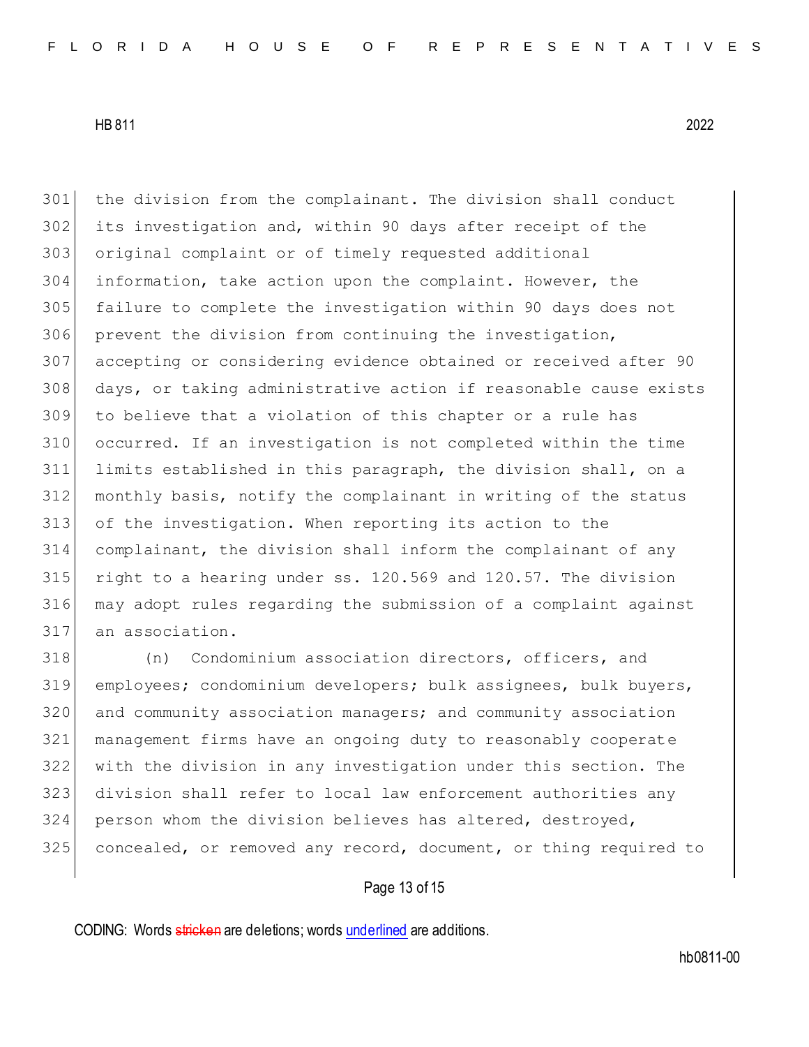the division from the complainant. The division shall conduct its investigation and, within 90 days after receipt of the original complaint or of timely requested additional information, take action upon the complaint. However, the failure to complete the investigation within 90 days does not prevent the division from continuing the investigation, accepting or considering evidence obtained or received after 90 days, or taking administrative action if reasonable cause exists to believe that a violation of this chapter or a rule has occurred. If an investigation is not completed within the time limits established in this paragraph, the division shall, on a monthly basis, notify the complainant in writing of the status of the investigation. When reporting its action to the complainant, the division shall inform the complainant of any right to a hearing under ss. 120.569 and 120.57. The division may adopt rules regarding the submission of a complaint against an association.

(n) Condominium association directors, officers, and employees; condominium developers; bulk assignees, bulk buyers, and community association managers; and community association management firms have an ongoing duty to reasonably cooperate with the division in any investigation under this section. The division shall refer to local law enforcement authorities any person whom the division believes has altered, destroyed, concealed, or removed any record, document, or thing required to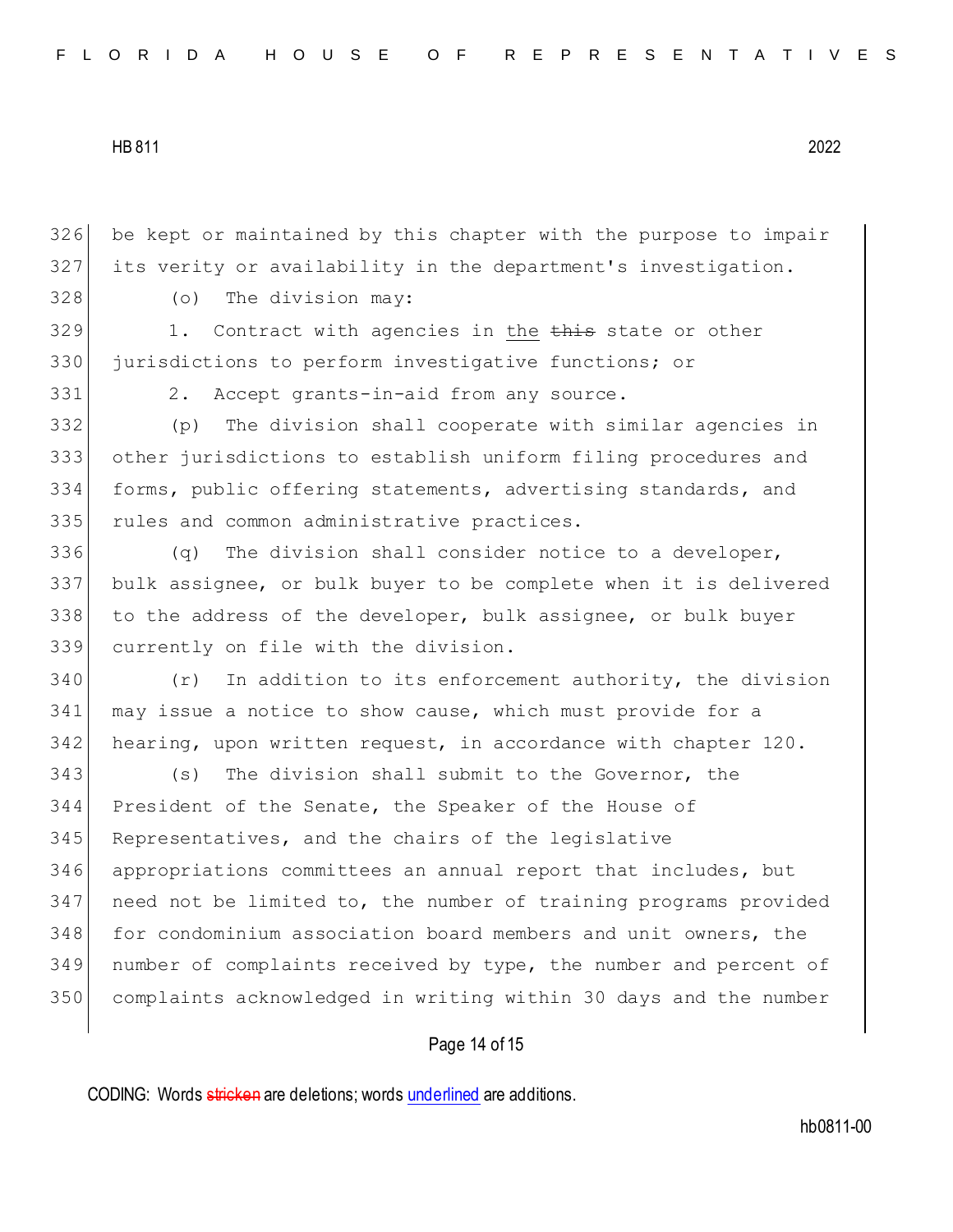be kept or maintained by this chapter with the purpose to impair its verity or availability in the department's investigation.

(o) The division may:

1. Contract with agencies in the ~~this~~ state or other jurisdictions to perform investigative functions; or

2. Accept grants-in-aid from any source.

(p) The division shall cooperate with similar agencies in other jurisdictions to establish uniform filing procedures and forms, public offering statements, advertising standards, and rules and common administrative practices.

(q) The division shall consider notice to a developer, bulk assignee, or bulk buyer to be complete when it is delivered to the address of the developer, bulk assignee, or bulk buyer currently on file with the division.

(r) In addition to its enforcement authority, the division may issue a notice to show cause, which must provide for a hearing, upon written request, in accordance with chapter 120.

(s) The division shall submit to the Governor, the President of the Senate, the Speaker of the House of Representatives, and the chairs of the legislative appropriations committees an annual report that includes, but need not be limited to, the number of training programs provided for condominium association board members and unit owners, the number of complaints received by type, the number and percent of complaints acknowledged in writing within 30 days and the number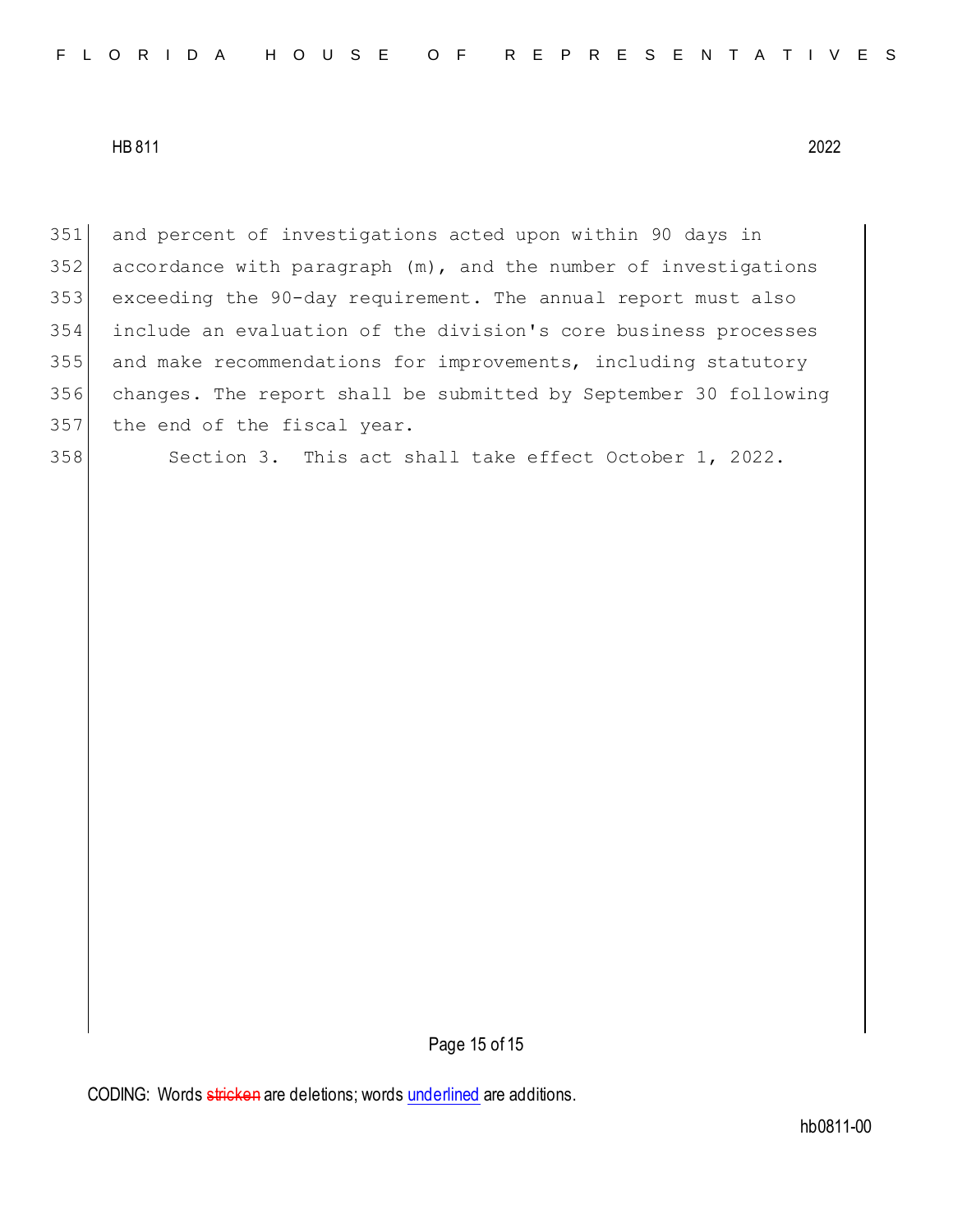and percent of investigations acted upon within 90 days in accordance with paragraph (m), and the number of investigations exceeding the 90-day requirement. The annual report must also include an evaluation of the division's core business processes and make recommendations for improvements, including statutory changes. The report shall be submitted by September 30 following the end of the fiscal year.

Section 3. This act shall take effect October 1, 2022.